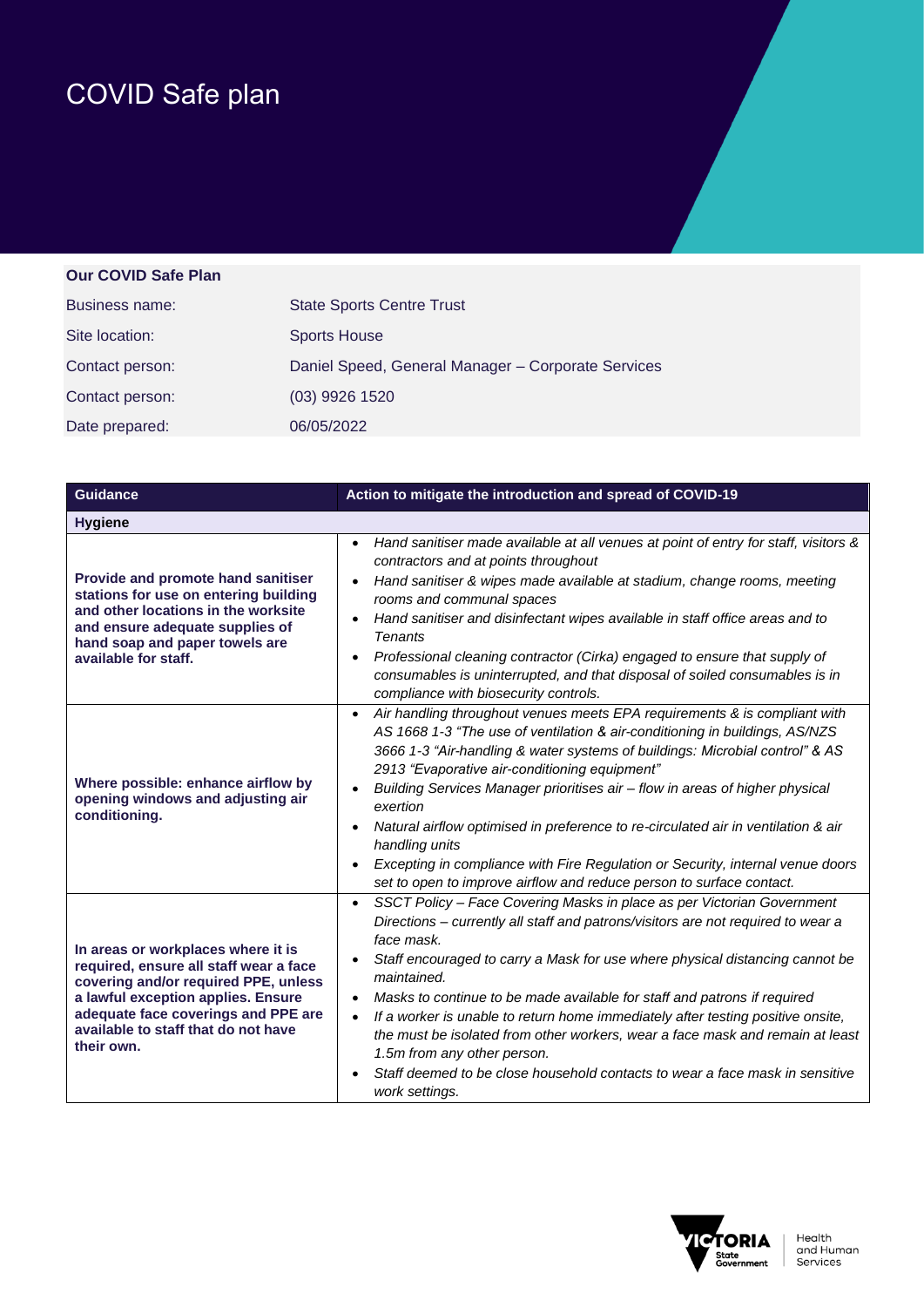# COVID Safe plan

| Our COVID Safe Plan | |
|---|---|
| Business name: | State Sports Centre Trust |
| Site location: | Sports House |
| Contact person: | Daniel Speed, General Manager – Corporate Services |
| Contact person: | (03) 9926 1520 |
| Date prepared: | 06/05/2022 |

| Guidance | Action to mitigate the introduction and spread of COVID-19 |
|---|---|
| **Hygiene** | |
| **Provide and promote hand sanitiser stations for use on entering building and other locations in the worksite and ensure adequate supplies of hand soap and paper towels are available for staff.** | • *Hand sanitiser made available at all venues at point of entry for staff, visitors & contractors and at points throughout* <br> • *Hand sanitiser & wipes made available at stadium, change rooms, meeting rooms and communal spaces* <br> • *Hand sanitiser and disinfectant wipes available in staff office areas and to Tenants* <br> • *Professional cleaning contractor (Cirka) engaged to ensure that supply of consumables is uninterrupted, and that disposal of soiled consumables is in compliance with biosecurity controls.* |
| **Where possible: enhance airflow by opening windows and adjusting air conditioning.** | • *Air handling throughout venues meets EPA requirements & is compliant with AS 1668 1-3 "The use of ventilation & air-conditioning in buildings, AS/NZS 3666 1-3 "Air-handling & water systems of buildings: Microbial control" & AS 2913 "Evaporative air-conditioning equipment"* <br> • *Building Services Manager prioritises air – flow in areas of higher physical exertion* <br> • *Natural airflow optimised in preference to re-circulated air in ventilation & air handling units* <br> • *Excepting in compliance with Fire Regulation or Security, internal venue doors set to open to improve airflow and reduce person to surface contact.* |
| **In areas or workplaces where it is required, ensure all staff wear a face covering and/or required PPE, unless a lawful exception applies. Ensure adequate face coverings and PPE are available to staff that do not have their own.** | • *SSCT Policy – Face Covering Masks in place as per Victorian Government Directions – currently all staff and patrons/visitors are not required to wear a face mask.* <br> • *Staff encouraged to carry a Mask for use where physical distancing cannot be maintained.* <br> • *Masks to continue to be made available for staff and patrons if required* <br> • *If a worker is unable to return home immediately after testing positive onsite, the must be isolated from other workers, wear a face mask and remain at least 1.5m from any other person.* <br> • *Staff deemed to be close household contacts to wear a face mask in sensitive work settings.* |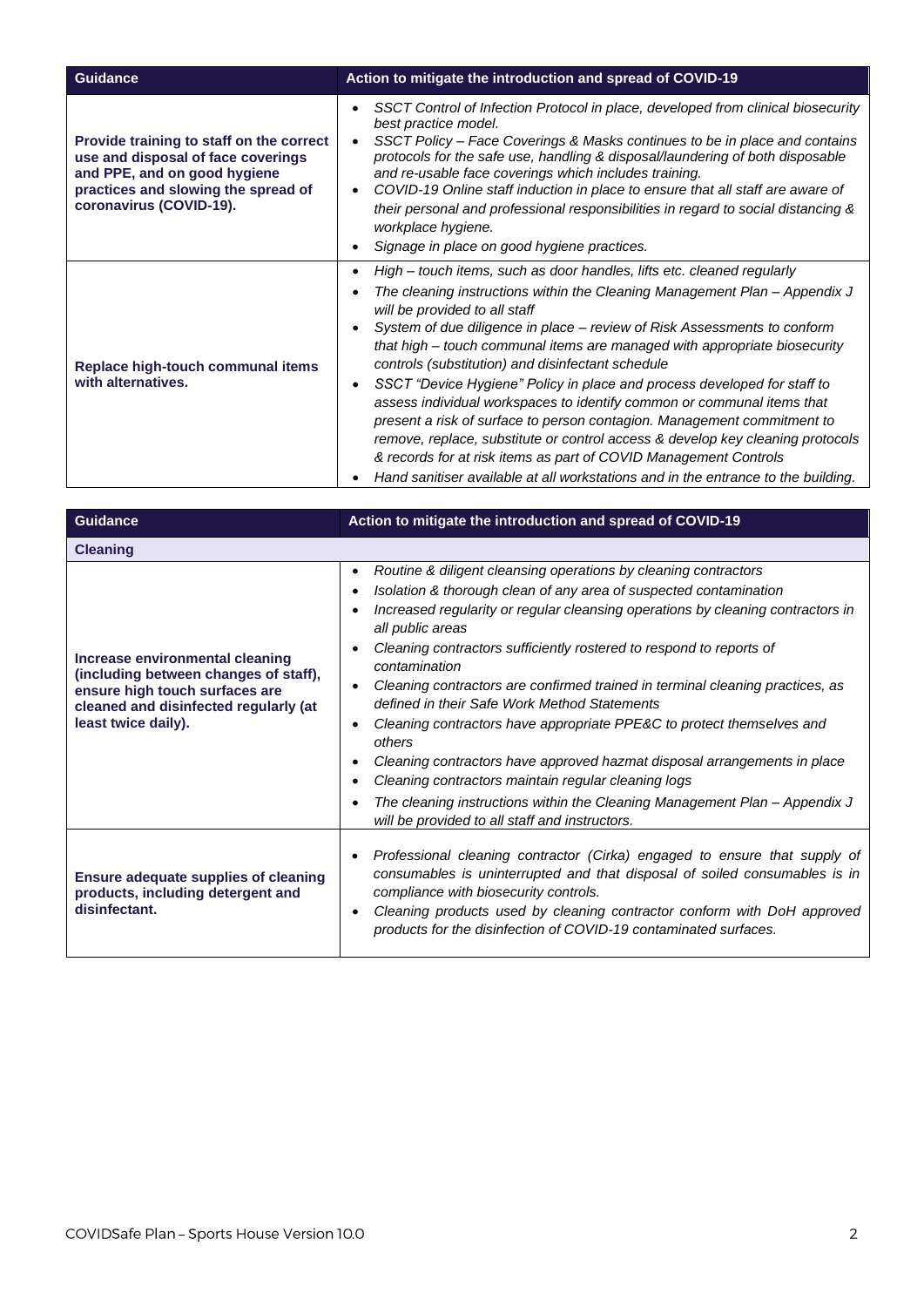| Guidance | Action to mitigate the introduction and spread of COVID-19 |
|---|---|
| **Provide training to staff on the correct use and disposal of face coverings and PPE, and on good hygiene practices and slowing the spread of coronavirus (COVID-19).** | • *SSCT Control of Infection Protocol in place, developed from clinical biosecurity best practice model.*<br>• *SSCT Policy – Face Coverings & Masks continues to be in place and contains protocols for the safe use, handling & disposal/laundering of both disposable and re-usable face coverings which includes training.*<br>• *COVID-19 Online staff induction in place to ensure that all staff are aware of their personal and professional responsibilities in regard to social distancing & workplace hygiene.*<br>• *Signage in place on good hygiene practices.* |
| **Replace high-touch communal items with alternatives.** | • *High – touch items, such as door handles, lifts etc. cleaned regularly*<br>• *The cleaning instructions within the Cleaning Management Plan – Appendix J will be provided to all staff*<br>• *System of due diligence in place – review of Risk Assessments to conform that high – touch communal items are managed with appropriate biosecurity controls (substitution) and disinfectant schedule*<br>• *SSCT "Device Hygiene" Policy in place and process developed for staff to assess individual workspaces to identify common or communal items that present a risk of surface to person contagion. Management commitment to remove, replace, substitute or control access & develop key cleaning protocols & records for at risk items as part of COVID Management Controls*<br>• *Hand sanitiser available at all workstations and in the entrance to the building.* |

| Guidance | Action to mitigate the introduction and spread of COVID-19 |
|---|---|
| **Cleaning** | |
| **Increase environmental cleaning (including between changes of staff), ensure high touch surfaces are cleaned and disinfected regularly (at least twice daily).** | • *Routine & diligent cleansing operations by cleaning contractors*<br>• *Isolation & thorough clean of any area of suspected contamination*<br>• *Increased regularity or regular cleansing operations by cleaning contractors in all public areas*<br>• *Cleaning contractors sufficiently rostered to respond to reports of contamination*<br>• *Cleaning contractors are confirmed trained in terminal cleaning practices, as defined in their Safe Work Method Statements*<br>• *Cleaning contractors have appropriate PPE&C to protect themselves and others*<br>• *Cleaning contractors have approved hazmat disposal arrangements in place*<br>• *Cleaning contractors maintain regular cleaning logs*<br>• *The cleaning instructions within the Cleaning Management Plan – Appendix J will be provided to all staff and instructors.* |
| **Ensure adequate supplies of cleaning products, including detergent and disinfectant.** | • *Professional cleaning contractor (Cirka) engaged to ensure that supply of consumables is uninterrupted and that disposal of soiled consumables is in compliance with biosecurity controls.*<br>• *Cleaning products used by cleaning contractor conform with DoH approved products for the disinfection of COVID-19 contaminated surfaces.* |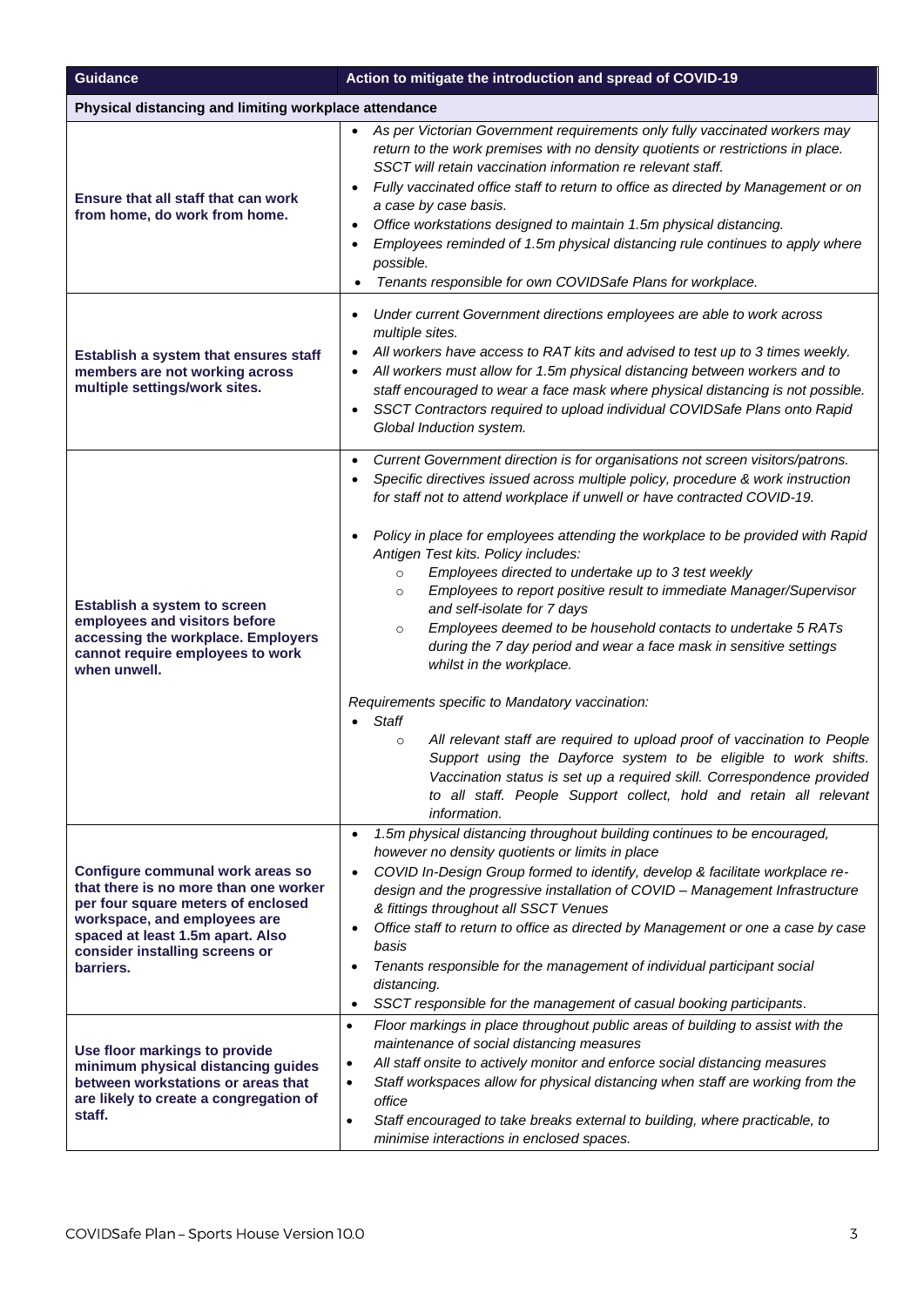| Guidance | Action to mitigate the introduction and spread of COVID-19 |
| --- | --- |
| **Physical distancing and limiting workplace attendance** | |
| **Ensure that all staff that can work from home, do work from home.** | • *As per Victorian Government requirements only fully vaccinated workers may return to the work premises with no density quotients or restrictions in place. SSCT will retain vaccination information re relevant staff.*<br>• *Fully vaccinated office staff to return to office as directed by Management or on a case by case basis.*<br>• *Office workstations designed to maintain 1.5m physical distancing.*<br>• *Employees reminded of 1.5m physical distancing rule continues to apply where possible.*<br>• *Tenants responsible for own COVIDSafe Plans for workplace.* |
| **Establish a system that ensures staff members are not working across multiple settings/work sites.** | • *Under current Government directions employees are able to work across multiple sites.*<br>• *All workers have access to RAT kits and advised to test up to 3 times weekly.*<br>• *All workers must allow for 1.5m physical distancing between workers and to staff encouraged to wear a face mask where physical distancing is not possible.*<br>• *SSCT Contractors required to upload individual COVIDSafe Plans onto Rapid Global Induction system.* |
| **Establish a system to screen employees and visitors before accessing the workplace. Employers cannot require employees to work when unwell.** | • *Current Government direction is for organisations not screen visitors/patrons.*<br>• *Specific directives issued across multiple policy, procedure & work instruction for staff not to attend workplace if unwell or have contracted COVID-19.*<br><br>• *Policy in place for employees attending the workplace to be provided with Rapid Antigen Test kits. Policy includes:*<br>&nbsp;&nbsp;&nbsp;&nbsp;○ *Employees directed to undertake up to 3 test weekly*<br>&nbsp;&nbsp;&nbsp;&nbsp;○ *Employees to report positive result to immediate Manager/Supervisor and self-isolate for 7 days*<br>&nbsp;&nbsp;&nbsp;&nbsp;○ *Employees deemed to be household contacts to undertake 5 RATs during the 7 day period and wear a face mask in sensitive settings whilst in the workplace.*<br><br>*Requirements specific to Mandatory vaccination:*<br>• *Staff*<br>&nbsp;&nbsp;&nbsp;&nbsp;○ *All relevant staff are required to upload proof of vaccination to People Support using the Dayforce system to be eligible to work shifts. Vaccination status is set up a required skill. Correspondence provided to all staff. People Support collect, hold and retain all relevant information.* |
| **Configure communal work areas so that there is no more than one worker per four square meters of enclosed workspace, and employees are spaced at least 1.5m apart. Also consider installing screens or barriers.** | • *1.5m physical distancing throughout building continues to be encouraged, however no density quotients or limits in place*<br>• *COVID In-Design Group formed to identify, develop & facilitate workplace re-design and the progressive installation of COVID – Management Infrastructure & fittings throughout all SSCT Venues*<br>• *Office staff to return to office as directed by Management or one a case by case basis*<br>• *Tenants responsible for the management of individual participant social distancing.*<br>• *SSCT responsible for the management of casual booking participants.* |
| **Use floor markings to provide minimum physical distancing guides between workstations or areas that are likely to create a congregation of staff.** | • *Floor markings in place throughout public areas of building to assist with the maintenance of social distancing measures*<br>• *All staff onsite to actively monitor and enforce social distancing measures*<br>• *Staff workspaces allow for physical distancing when staff are working from the office*<br>• *Staff encouraged to take breaks external to building, where practicable, to minimise interactions in enclosed spaces.* |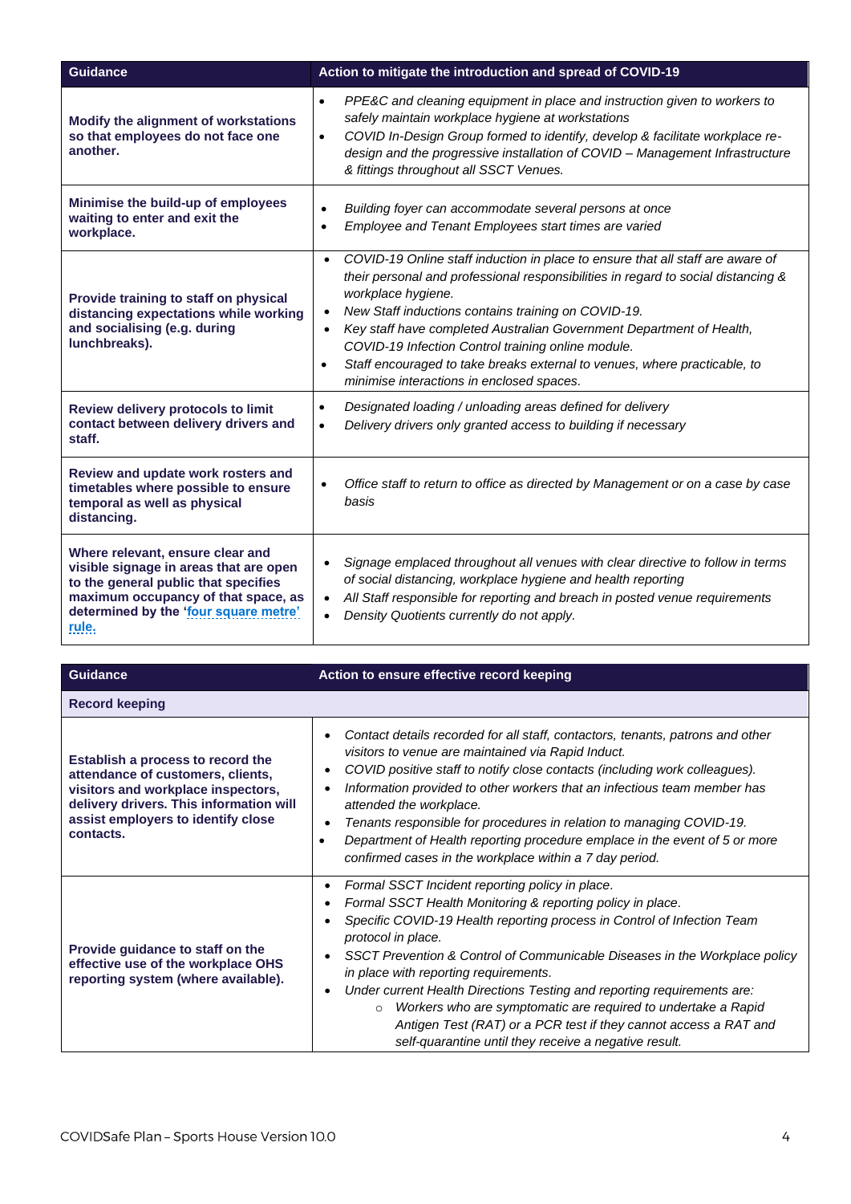| Guidance | Action to mitigate the introduction and spread of COVID-19 |
| --- | --- |
| **Modify the alignment of workstations so that employees do not face one another.** | • *PPE&C and cleaning equipment in place and instruction given to workers to safely maintain workplace hygiene at workstations*<br>• *COVID In-Design Group formed to identify, develop & facilitate workplace re-design and the progressive installation of COVID – Management Infrastructure & fittings throughout all SSCT Venues.* |
| **Minimise the build-up of employees waiting to enter and exit the workplace.** | • *Building foyer can accommodate several persons at once*<br>• *Employee and Tenant Employees start times are varied* |
| **Provide training to staff on physical distancing expectations while working and socialising (e.g. during lunchbreaks).** | • *COVID-19 Online staff induction in place to ensure that all staff are aware of their personal and professional responsibilities in regard to social distancing & workplace hygiene.*<br>• *New Staff inductions contains training on COVID-19.*<br>• *Key staff have completed Australian Government Department of Health, COVID-19 Infection Control training online module.*<br>• *Staff encouraged to take breaks external to venues, where practicable, to minimise interactions in enclosed spaces.* |
| **Review delivery protocols to limit contact between delivery drivers and staff.** | • *Designated loading / unloading areas defined for delivery*<br>• *Delivery drivers only granted access to building if necessary* |
| **Review and update work rosters and timetables where possible to ensure temporal as well as physical distancing.** | • *Office staff to return to office as directed by Management or on a case by case basis* |
| **Where relevant, ensure clear and visible signage in areas that are open to the general public that specifies maximum occupancy of that space, as determined by the 'four square metre' rule.** | • *Signage emplaced throughout all venues with clear directive to follow in terms of social distancing, workplace hygiene and health reporting*<br>• *All Staff responsible for reporting and breach in posted venue requirements*<br>• *Density Quotients currently do not apply.* |

| Guidance | Action to ensure effective record keeping |
| --- | --- |
| **Record keeping** | |
| **Establish a process to record the attendance of customers, clients, visitors and workplace inspectors, delivery drivers. This information will assist employers to identify close contacts.** | • *Contact details recorded for all staff, contactors, tenants, patrons and other visitors to venue are maintained via Rapid Induct.*<br>• *COVID positive staff to notify close contacts (including work colleagues).*<br>• *Information provided to other workers that an infectious team member has attended the workplace.*<br>• *Tenants responsible for procedures in relation to managing COVID-19.*<br>• *Department of Health reporting procedure emplace in the event of 5 or more confirmed cases in the workplace within a 7 day period.* |
| **Provide guidance to staff on the effective use of the workplace OHS reporting system (where available).** | • *Formal SSCT Incident reporting policy in place.*<br>• *Formal SSCT Health Monitoring & reporting policy in place.*<br>• *Specific COVID-19 Health reporting process in Control of Infection Team protocol in place.*<br>• *SSCT Prevention & Control of Communicable Diseases in the Workplace policy in place with reporting requirements.*<br>• *Under current Health Directions Testing and reporting requirements are:*<br>&nbsp;&nbsp;&nbsp;&nbsp;○ *Workers who are symptomatic are required to undertake a Rapid Antigen Test (RAT) or a PCR test if they cannot access a RAT and self-quarantine until they receive a negative result.* |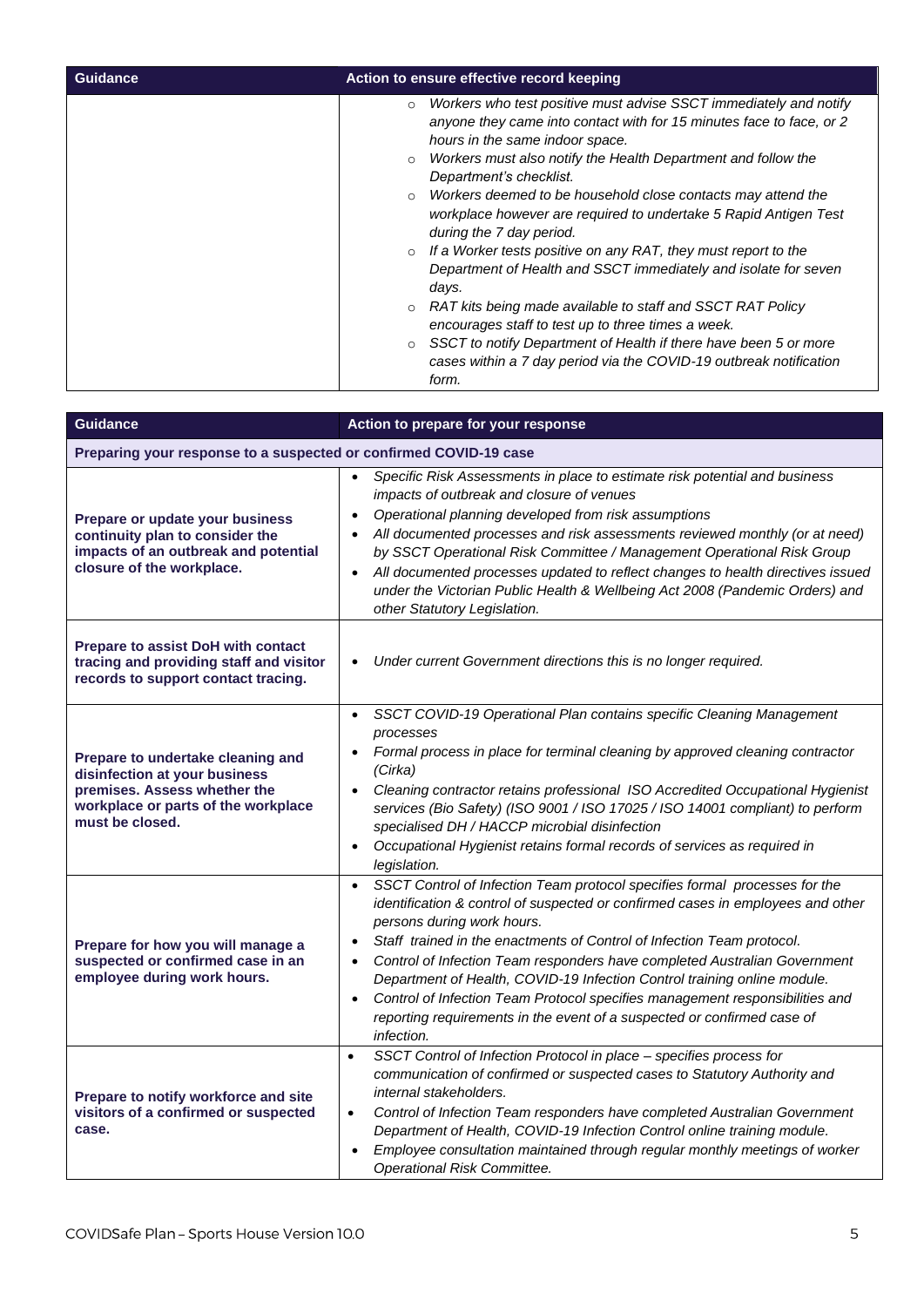| Guidance | Action to ensure effective record keeping |
|---|---|
| | ◦ *Workers who test positive must advise SSCT immediately and notify anyone they came into contact with for 15 minutes face to face, or 2 hours in the same indoor space.*<br>◦ *Workers must also notify the Health Department and follow the Department's checklist.*<br>◦ *Workers deemed to be household close contacts may attend the workplace however are required to undertake 5 Rapid Antigen Test during the 7 day period.*<br>◦ *If a Worker tests positive on any RAT, they must report to the Department of Health and SSCT immediately and isolate for seven days.*<br>◦ *RAT kits being made available to staff and SSCT RAT Policy encourages staff to test up to three times a week.*<br>◦ *SSCT to notify Department of Health if there have been 5 or more cases within a 7 day period via the COVID-19 outbreak notification form.* |

| Guidance | Action to prepare for your response |
|---|---|
| **Preparing your response to a suspected or confirmed COVID-19 case** | |
| **Prepare or update your business continuity plan to consider the impacts of an outbreak and potential closure of the workplace.** | • *Specific Risk Assessments in place to estimate risk potential and business impacts of outbreak and closure of venues*<br>• *Operational planning developed from risk assumptions*<br>• *All documented processes and risk assessments reviewed monthly (or at need) by SSCT Operational Risk Committee / Management Operational Risk Group*<br>• *All documented processes updated to reflect changes to health directives issued under the Victorian Public Health & Wellbeing Act 2008 (Pandemic Orders) and other Statutory Legislation.* |
| **Prepare to assist DoH with contact tracing and providing staff and visitor records to support contact tracing.** | • *Under current Government directions this is no longer required.* |
| **Prepare to undertake cleaning and disinfection at your business premises. Assess whether the workplace or parts of the workplace must be closed.** | • *SSCT COVID-19 Operational Plan contains specific Cleaning Management processes*<br>• *Formal process in place for terminal cleaning by approved cleaning contractor (Cirka)*<br>• *Cleaning contractor retains professional ISO Accredited Occupational Hygienist services (Bio Safety) (ISO 9001 / ISO 17025 / ISO 14001 compliant) to perform specialised DH / HACCP microbial disinfection*<br>• *Occupational Hygienist retains formal records of services as required in legislation.* |
| **Prepare for how you will manage a suspected or confirmed case in an employee during work hours.** | • *SSCT Control of Infection Team protocol specifies formal processes for the identification & control of suspected or confirmed cases in employees and other persons during work hours.*<br>• *Staff trained in the enactments of Control of Infection Team protocol.*<br>• *Control of Infection Team responders have completed Australian Government Department of Health, COVID-19 Infection Control training online module.*<br>• *Control of Infection Team Protocol specifies management responsibilities and reporting requirements in the event of a suspected or confirmed case of infection.* |
| **Prepare to notify workforce and site visitors of a confirmed or suspected case.** | • *SSCT Control of Infection Protocol in place – specifies process for communication of confirmed or suspected cases to Statutory Authority and internal stakeholders.*<br>• *Control of Infection Team responders have completed Australian Government Department of Health, COVID-19 Infection Control online training module.*<br>• *Employee consultation maintained through regular monthly meetings of worker Operational Risk Committee.* |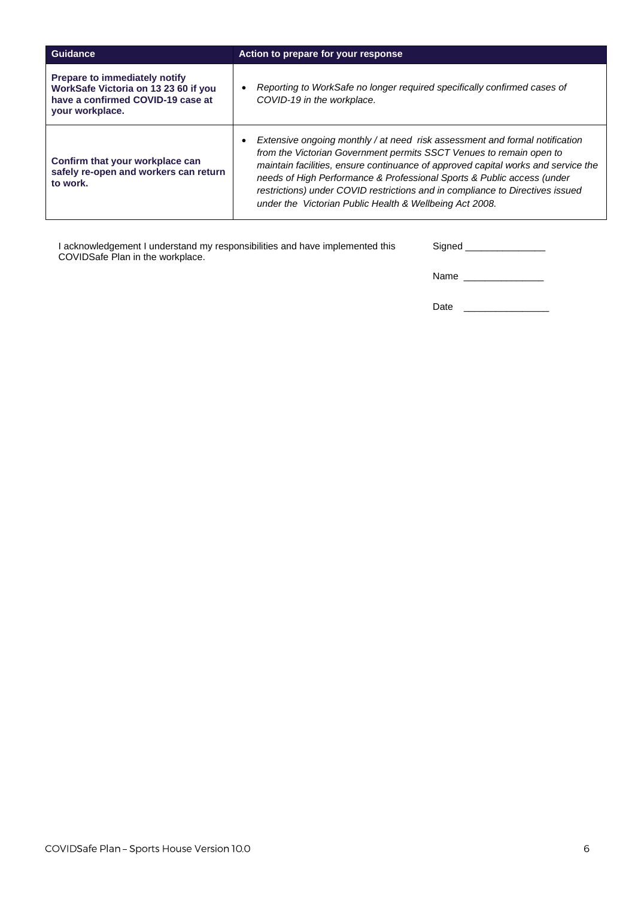| Guidance | Action to prepare for your response |
|---|---|
| **Prepare to immediately notify WorkSafe Victoria on 13 23 60 if you have a confirmed COVID-19 case at your workplace.** | • *Reporting to WorkSafe no longer required specifically confirmed cases of COVID-19 in the workplace.* |
| **Confirm that your workplace can safely re-open and workers can return to work.** | • *Extensive ongoing monthly / at need risk assessment and formal notification from the Victorian Government permits SSCT Venues to remain open to maintain facilities, ensure continuance of approved capital works and service the needs of High Performance & Professional Sports & Public access (under restrictions) under COVID restrictions and in compliance to Directives issued under the Victorian Public Health & Wellbeing Act 2008.* |

I acknowledgement I understand my responsibilities and have implemented this COVIDSafe Plan in the workplace.

Signed _______________

Name _______________

Date _______________